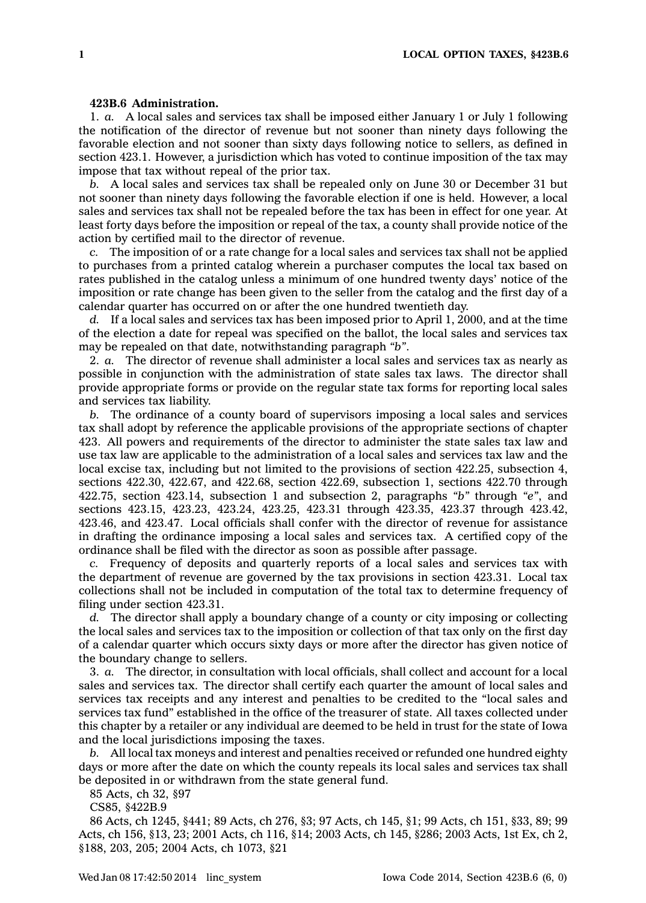**423B.6 Administration.**

1. *a.* A local sales and services tax shall be imposed either January 1 or July 1 following the notification of the director of revenue but not sooner than ninety days following the favorable election and not sooner than sixty days following notice to sellers, as defined in section 423.1. However, a jurisdiction which has voted to continue imposition of the tax may impose that tax without repeal of the prior tax.

*b.* A local sales and services tax shall be repealed only on June 30 or December 31 but not sooner than ninety days following the favorable election if one is held. However, a local sales and services tax shall not be repealed before the tax has been in effect for one year. At least forty days before the imposition or repeal of the tax, a county shall provide notice of the action by certified mail to the director of revenue.

*c.* The imposition of or a rate change for a local sales and services tax shall not be applied to purchases from a printed catalog wherein a purchaser computes the local tax based on rates published in the catalog unless a minimum of one hundred twenty days' notice of the imposition or rate change has been given to the seller from the catalog and the first day of a calendar quarter has occurred on or after the one hundred twentieth day.

*d.* If a local sales and services tax has been imposed prior to April 1, 2000, and at the time of the election a date for repeal was specified on the ballot, the local sales and services tax may be repealed on that date, notwithstanding paragraph *"b"*.

2. *a.* The director of revenue shall administer a local sales and services tax as nearly as possible in conjunction with the administration of state sales tax laws. The director shall provide appropriate forms or provide on the regular state tax forms for reporting local sales and services tax liability.

*b.* The ordinance of a county board of supervisors imposing a local sales and services tax shall adopt by reference the applicable provisions of the appropriate sections of chapter 423. All powers and requirements of the director to administer the state sales tax law and use tax law are applicable to the administration of a local sales and services tax law and the local excise tax, including but not limited to the provisions of section 422.25, subsection 4, sections 422.30, 422.67, and 422.68, section 422.69, subsection 1, sections 422.70 through 422.75, section 423.14, subsection 1 and subsection 2, paragraphs *"b"* through *"e"*, and sections 423.15, 423.23, 423.24, 423.25, 423.31 through 423.35, 423.37 through 423.42, 423.46, and 423.47. Local officials shall confer with the director of revenue for assistance in drafting the ordinance imposing a local sales and services tax. A certified copy of the ordinance shall be filed with the director as soon as possible after passage.

*c.* Frequency of deposits and quarterly reports of a local sales and services tax with the department of revenue are governed by the tax provisions in section 423.31. Local tax collections shall not be included in computation of the total tax to determine frequency of filing under section 423.31.

*d.* The director shall apply a boundary change of a county or city imposing or collecting the local sales and services tax to the imposition or collection of that tax only on the first day of a calendar quarter which occurs sixty days or more after the director has given notice of the boundary change to sellers.

3. *a.* The director, in consultation with local officials, shall collect and account for a local sales and services tax. The director shall certify each quarter the amount of local sales and services tax receipts and any interest and penalties to be credited to the "local sales and services tax fund" established in the office of the treasurer of state. All taxes collected under this chapter by a retailer or any individual are deemed to be held in trust for the state of Iowa and the local jurisdictions imposing the taxes.

*b.* All local tax moneys and interest and penalties received or refunded one hundred eighty days or more after the date on which the county repeals its local sales and services tax shall be deposited in or withdrawn from the state general fund.

85 Acts, ch 32, §97

CS85, §422B.9

86 Acts, ch 1245, §441; 89 Acts, ch 276, §3; 97 Acts, ch 145, §1; 99 Acts, ch 151, §33, 89; 99 Acts, ch 156, §13, 23; 2001 Acts, ch 116, §14; 2003 Acts, ch 145, §286; 2003 Acts, 1st Ex, ch 2, §188, 203, 205; 2004 Acts, ch 1073, §21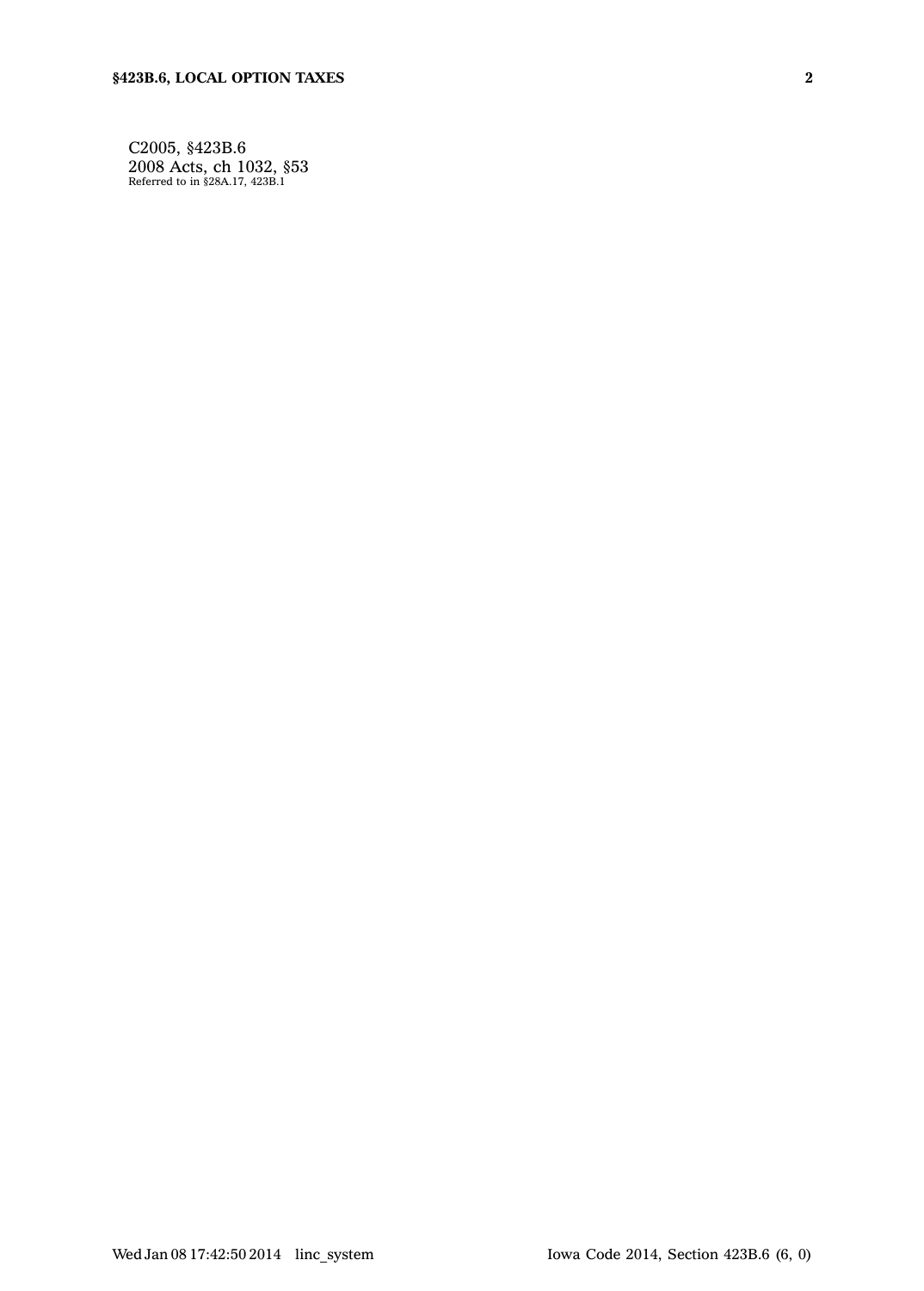C2005, §423B.6
2008 Acts, ch 1032, §53
Referred to in §28A.17, 423B.1